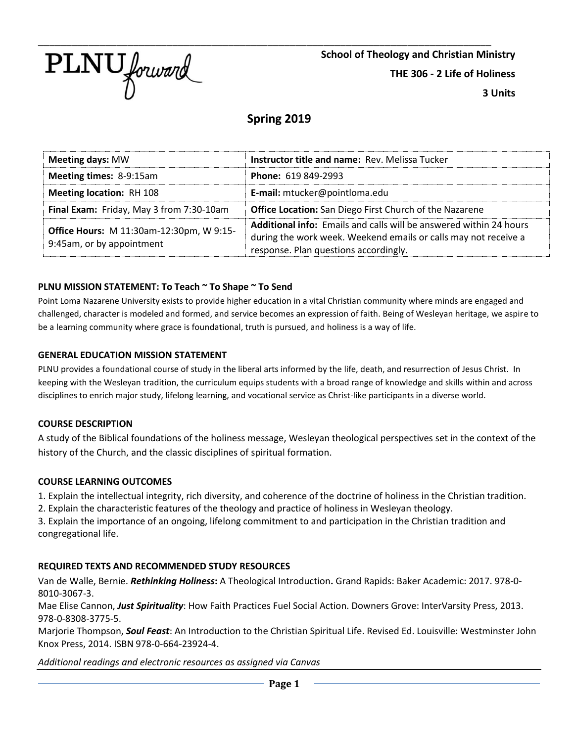PLNU forward

**School of Theology and Christian Ministry**

**THE 306 - 2 Life of Holiness**

**3 Units**

## Spring 2019

| **Meeting days:** MW | **Instructor title and name:** Rev. Melissa Tucker |
|---|---|
| **Meeting times:** 8-9:15am | **Phone:** 619 849-2993 |
| **Meeting location:** RH 108 | **E-mail:** mtucker@pointloma.edu |
| **Final Exam:** Friday, May 3 from 7:30-10am | **Office Location:** San Diego First Church of the Nazarene |
| **Office Hours:** M 11:30am-12:30pm, W 9:15-9:45am, or by appointment | **Additional info:** Emails and calls will be answered within 24 hours during the work week. Weekend emails or calls may not receive a response. Plan questions accordingly. |

### PLNU MISSION STATEMENT: To Teach ~ To Shape ~ To Send

Point Loma Nazarene University exists to provide higher education in a vital Christian community where minds are engaged and challenged, character is modeled and formed, and service becomes an expression of faith. Being of Wesleyan heritage, we aspire to be a learning community where grace is foundational, truth is pursued, and holiness is a way of life.

### GENERAL EDUCATION MISSION STATEMENT

PLNU provides a foundational course of study in the liberal arts informed by the life, death, and resurrection of Jesus Christ. In keeping with the Wesleyan tradition, the curriculum equips students with a broad range of knowledge and skills within and across disciplines to enrich major study, lifelong learning, and vocational service as Christ-like participants in a diverse world.

### COURSE DESCRIPTION

A study of the Biblical foundations of the holiness message, Wesleyan theological perspectives set in the context of the history of the Church, and the classic disciplines of spiritual formation.

### COURSE LEARNING OUTCOMES

1. Explain the intellectual integrity, rich diversity, and coherence of the doctrine of holiness in the Christian tradition.
2. Explain the characteristic features of the theology and practice of holiness in Wesleyan theology.
3. Explain the importance of an ongoing, lifelong commitment to and participation in the Christian tradition and congregational life.

### REQUIRED TEXTS AND RECOMMENDED STUDY RESOURCES

Van de Walle, Bernie. ***Rethinking Holiness*****:** A Theological Introduction**.** Grand Rapids: Baker Academic: 2017. 978-0-8010-3067-3.

Mae Elise Cannon, ***Just Spirituality***: How Faith Practices Fuel Social Action. Downers Grove: InterVarsity Press, 2013. 978-0-8308-3775-5.

Marjorie Thompson, ***Soul Feast***: An Introduction to the Christian Spiritual Life. Revised Ed. Louisville: Westminster John Knox Press, 2014. ISBN 978-0-664-23924-4.

*Additional readings and electronic resources as assigned via Canvas*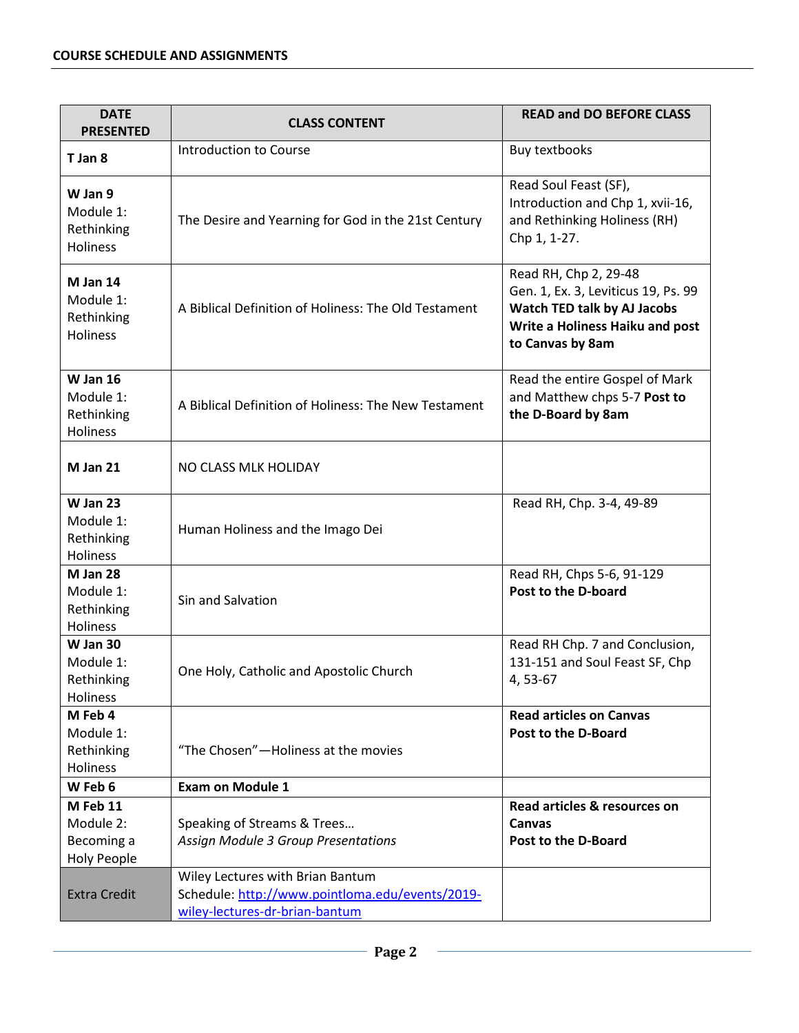**COURSE SCHEDULE AND ASSIGNMENTS**

| DATE PRESENTED | CLASS CONTENT | READ and DO BEFORE CLASS |
|---|---|---|
| **T Jan 8** | Introduction to Course | Buy textbooks |
| **W Jan 9** Module 1: Rethinking Holiness | The Desire and Yearning for God in the 21st Century | Read Soul Feast (SF), Introduction and Chp 1, xvii-16, and Rethinking Holiness (RH) Chp 1, 1-27. |
| **M Jan 14** Module 1: Rethinking Holiness | A Biblical Definition of Holiness: The Old Testament | Read RH, Chp 2, 29-48 Gen. 1, Ex. 3, Leviticus 19, Ps. 99 **Watch TED talk by AJ Jacobs** **Write a Holiness Haiku and post to Canvas by 8am** |
| **W Jan 16** Module 1: Rethinking Holiness | A Biblical Definition of Holiness: The New Testament | Read the entire Gospel of Mark and Matthew chps 5-7 **Post to the D-Board by 8am** |
| **M Jan 21** | NO CLASS MLK HOLIDAY | |
| **W Jan 23** Module 1: Rethinking Holiness | Human Holiness and the Imago Dei | Read RH, Chp. 3-4, 49-89 |
| **M Jan 28** Module 1: Rethinking Holiness | Sin and Salvation | Read RH, Chps 5-6, 91-129 **Post to the D-board** |
| **W Jan 30** Module 1: Rethinking Holiness | One Holy, Catholic and Apostolic Church | Read RH Chp. 7 and Conclusion, 131-151 and Soul Feast SF, Chp 4, 53-67 |
| **M Feb 4** Module 1: Rethinking Holiness | "The Chosen"—Holiness at the movies | **Read articles on Canvas** **Post to the D-Board** |
| **W Feb 6** | **Exam on Module 1** | |
| **M Feb 11** Module 2: Becoming a Holy People | Speaking of Streams & Trees… *Assign Module 3 Group Presentations* | **Read articles & resources on Canvas** **Post to the D-Board** |
| Extra Credit | Wiley Lectures with Brian Bantum Schedule: [http://www.pointloma.edu/events/2019-wiley-lectures-dr-brian-bantum](http://www.pointloma.edu/events/2019-wiley-lectures-dr-brian-bantum) | |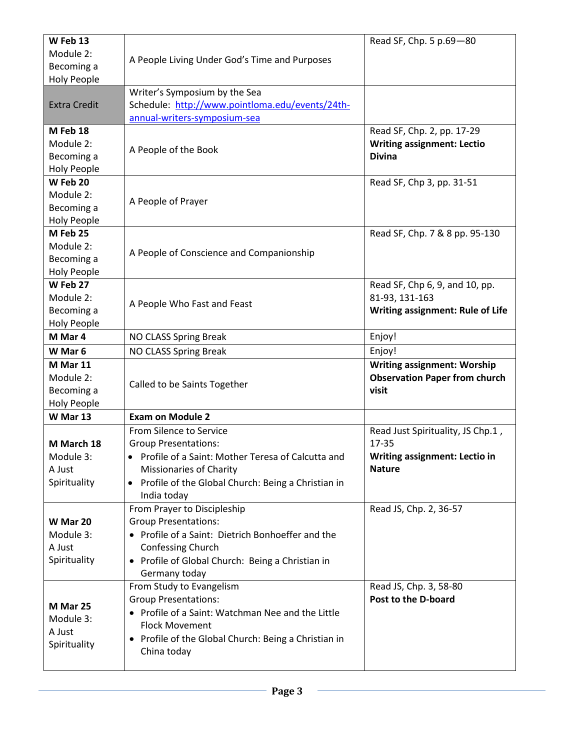| | | |
|---|---|---|
| **W Feb 13** Module 2: Becoming a Holy People | A People Living Under God's Time and Purposes | Read SF, Chp. 5 p.69—80 |
| Extra Credit | Writer's Symposium by the Sea Schedule: [http://www.pointloma.edu/events/24th-annual-writers-symposium-sea](http://www.pointloma.edu/events/24th-annual-writers-symposium-sea) | |
| **M Feb 18** Module 2: Becoming a Holy People | A People of the Book | Read SF, Chp. 2, pp. 17-29 **Writing assignment: Lectio Divina** |
| **W Feb 20** Module 2: Becoming a Holy People | A People of Prayer | Read SF, Chp 3, pp. 31-51 |
| **M Feb 25** Module 2: Becoming a Holy People | A People of Conscience and Companionship | Read SF, Chp. 7 & 8 pp. 95-130 |
| **W Feb 27** Module 2: Becoming a Holy People | A People Who Fast and Feast | Read SF, Chp 6, 9, and 10, pp. 81-93, 131-163 **Writing assignment: Rule of Life** |
| **M Mar 4** | NO CLASS Spring Break | Enjoy! |
| **W Mar 6** | NO CLASS Spring Break | Enjoy! |
| **M Mar 11** Module 2: Becoming a Holy People | Called to be Saints Together | **Writing assignment: Worship Observation Paper from church visit** |
| **W Mar 13** | **Exam on Module 2** | |
| **M March 18** Module 3: A Just Spirituality | From Silence to Service Group Presentations: • Profile of a Saint: Mother Teresa of Calcutta and Missionaries of Charity • Profile of the Global Church: Being a Christian in India today | Read Just Spirituality, JS Chp.1 , 17-35 **Writing assignment: Lectio in Nature** |
| **W Mar 20** Module 3: A Just Spirituality | From Prayer to Discipleship Group Presentations: • Profile of a Saint: Dietrich Bonhoeffer and the Confessing Church • Profile of Global Church: Being a Christian in Germany today | Read JS, Chp. 2, 36-57 |
| **M Mar 25** Module 3: A Just Spirituality | From Study to Evangelism Group Presentations: • Profile of a Saint: Watchman Nee and the Little Flock Movement • Profile of the Global Church: Being a Christian in China today | Read JS, Chp. 3, 58-80 **Post to the D-board** |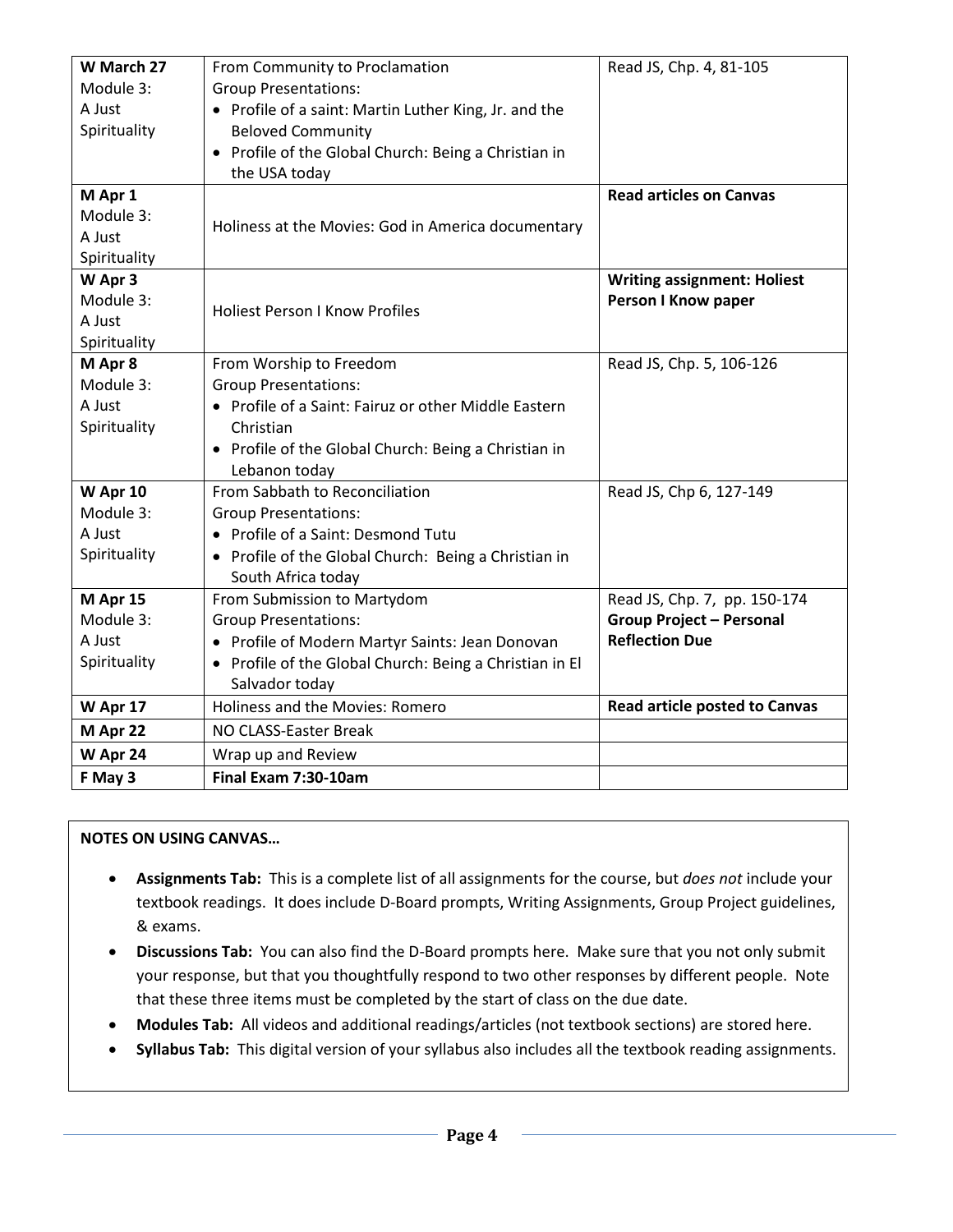| **W March 27** Module 3: A Just Spirituality | From Community to Proclamation<br>Group Presentations:<br>• Profile of a saint: Martin Luther King, Jr. and the Beloved Community<br>• Profile of the Global Church: Being a Christian in the USA today | Read JS, Chp. 4, 81-105 |
|---|---|---|
| **M Apr 1** Module 3: A Just Spirituality | Holiness at the Movies: God in America documentary | **Read articles on Canvas** |
| **W Apr 3** Module 3: A Just Spirituality | Holiest Person I Know Profiles | **Writing assignment: Holiest Person I Know paper** |
| **M Apr 8** Module 3: A Just Spirituality | From Worship to Freedom<br>Group Presentations:<br>• Profile of a Saint: Fairuz or other Middle Eastern Christian<br>• Profile of the Global Church: Being a Christian in Lebanon today | Read JS, Chp. 5, 106-126 |
| **W Apr 10** Module 3: A Just Spirituality | From Sabbath to Reconciliation<br>Group Presentations:<br>• Profile of a Saint: Desmond Tutu<br>• Profile of the Global Church: Being a Christian in South Africa today | Read JS, Chp 6, 127-149 |
| **M Apr 15** Module 3: A Just Spirituality | From Submission to Martydom<br>Group Presentations:<br>• Profile of Modern Martyr Saints: Jean Donovan<br>• Profile of the Global Church: Being a Christian in El Salvador today | Read JS, Chp. 7, pp. 150-174<br>**Group Project – Personal Reflection Due** |
| **W Apr 17** | Holiness and the Movies: Romero | **Read article posted to Canvas** |
| **M Apr 22** | NO CLASS-Easter Break | |
| **W Apr 24** | Wrap up and Review | |
| **F May 3** | **Final Exam 7:30-10am** | |

**NOTES ON USING CANVAS…**

- **Assignments Tab:** This is a complete list of all assignments for the course, but *does not* include your textbook readings. It does include D-Board prompts, Writing Assignments, Group Project guidelines, & exams.
- **Discussions Tab:** You can also find the D-Board prompts here. Make sure that you not only submit your response, but that you thoughtfully respond to two other responses by different people. Note that these three items must be completed by the start of class on the due date.
- **Modules Tab:** All videos and additional readings/articles (not textbook sections) are stored here.
- **Syllabus Tab:** This digital version of your syllabus also includes all the textbook reading assignments.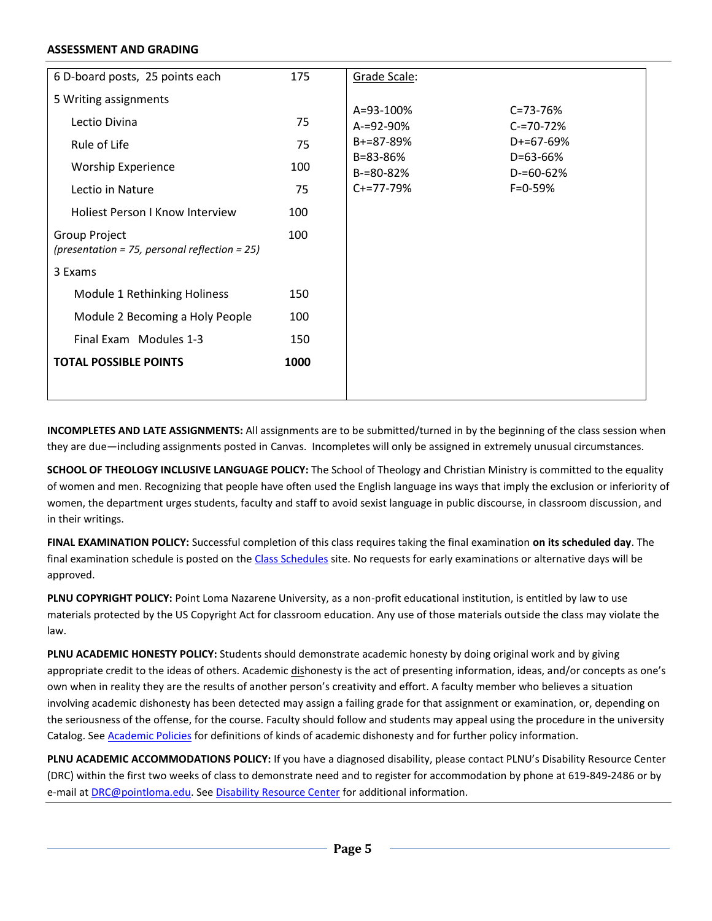**ASSESSMENT AND GRADING**

| | |
|---|---|
| 6 D-board posts, 25 points each | 175 |
| 5 Writing assignments | |
| Lectio Divina | 75 |
| Rule of Life | 75 |
| Worship Experience | 100 |
| Lectio in Nature | 75 |
| Holiest Person I Know Interview | 100 |
| Group Project *(presentation = 75, personal reflection = 25)* | 100 |
| 3 Exams | |
| Module 1 Rethinking Holiness | 150 |
| Module 2 Becoming a Holy People | 100 |
| Final Exam Modules 1-3 | 150 |
| **TOTAL POSSIBLE POINTS** | **1000** |

Grade Scale:

| | |
|---|---|
| A=93-100% | C=73-76% |
| A-=92-90% | C-=70-72% |
| B+=87-89% | D+=67-69% |
| B=83-86% | D=63-66% |
| B-=80-82% | D-=60-62% |
| C+=77-79% | F=0-59% |

**INCOMPLETES AND LATE ASSIGNMENTS:** All assignments are to be submitted/turned in by the beginning of the class session when they are due—including assignments posted in Canvas. Incompletes will only be assigned in extremely unusual circumstances.

**SCHOOL OF THEOLOGY INCLUSIVE LANGUAGE POLICY:** The School of Theology and Christian Ministry is committed to the equality of women and men. Recognizing that people have often used the English language ins ways that imply the exclusion or inferiority of women, the department urges students, faculty and staff to avoid sexist language in public discourse, in classroom discussion, and in their writings.

**FINAL EXAMINATION POLICY:** Successful completion of this class requires taking the final examination **on its scheduled day**. The final examination schedule is posted on the Class Schedules site. No requests for early examinations or alternative days will be approved.

**PLNU COPYRIGHT POLICY:** Point Loma Nazarene University, as a non-profit educational institution, is entitled by law to use materials protected by the US Copyright Act for classroom education. Any use of those materials outside the class may violate the law.

**PLNU ACADEMIC HONESTY POLICY:** Students should demonstrate academic honesty by doing original work and by giving appropriate credit to the ideas of others. Academic dishonesty is the act of presenting information, ideas, and/or concepts as one's own when in reality they are the results of another person's creativity and effort. A faculty member who believes a situation involving academic dishonesty has been detected may assign a failing grade for that assignment or examination, or, depending on the seriousness of the offense, for the course. Faculty should follow and students may appeal using the procedure in the university Catalog. See Academic Policies for definitions of kinds of academic dishonesty and for further policy information.

**PLNU ACADEMIC ACCOMMODATIONS POLICY:** If you have a diagnosed disability, please contact PLNU's Disability Resource Center (DRC) within the first two weeks of class to demonstrate need and to register for accommodation by phone at 619-849-2486 or by e-mail at DRC@pointloma.edu. See Disability Resource Center for additional information.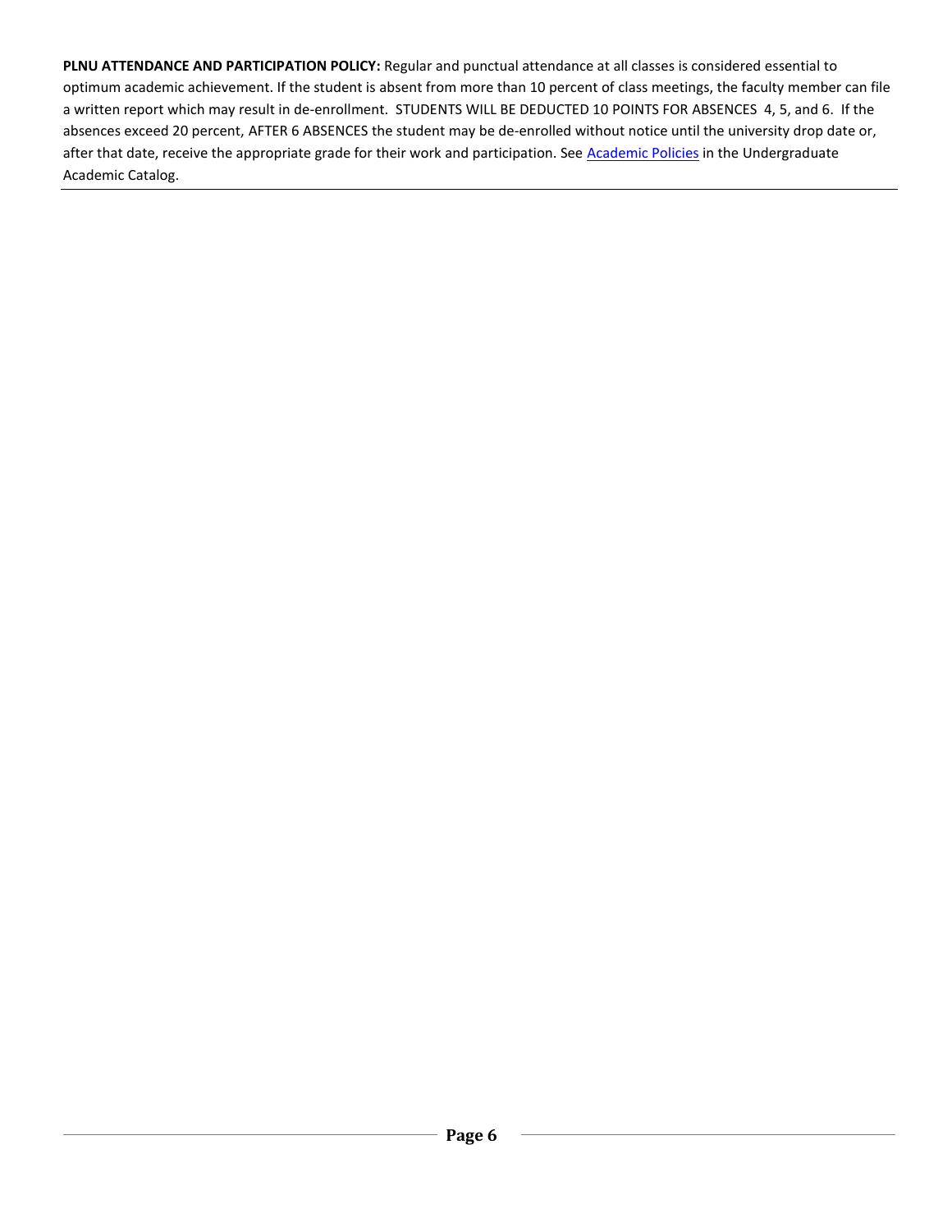**PLNU ATTENDANCE AND PARTICIPATION POLICY:** Regular and punctual attendance at all classes is considered essential to optimum academic achievement. If the student is absent from more than 10 percent of class meetings, the faculty member can file a written report which may result in de-enrollment. STUDENTS WILL BE DEDUCTED 10 POINTS FOR ABSENCES 4, 5, and 6. If the absences exceed 20 percent, AFTER 6 ABSENCES the student may be de-enrolled without notice until the university drop date or, after that date, receive the appropriate grade for their work and participation. See [Academic Policies] in the Undergraduate Academic Catalog.